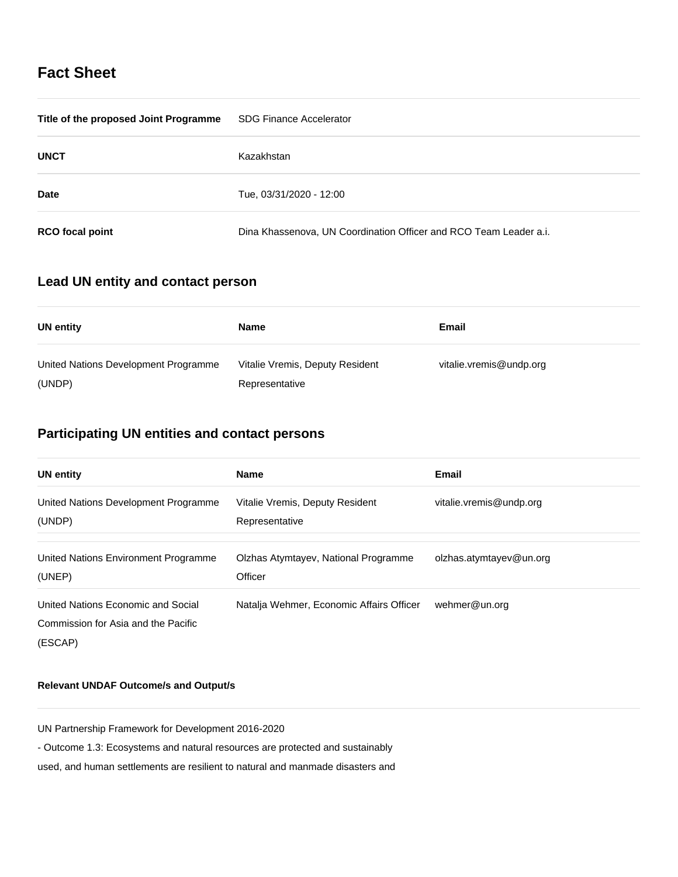## Fact Sheet

| | |
|---|---|
| **Title of the proposed Joint Programme** | SDG Finance Accelerator |
| **UNCT** | Kazakhstan |
| **Date** | Tue, 03/31/2020 - 12:00 |
| **RCO focal point** | Dina Khassenova, UN Coordination Officer and RCO Team Leader a.i. |

## Lead UN entity and contact person

| UN entity | Name | Email |
|---|---|---|
| United Nations Development Programme (UNDP) | Vitalie Vremis, Deputy Resident Representative | vitalie.vremis@undp.org |

## Participating UN entities and contact persons

| UN entity | Name | Email |
|---|---|---|
| United Nations Development Programme (UNDP) | Vitalie Vremis, Deputy Resident Representative | vitalie.vremis@undp.org |
| United Nations Environment Programme (UNEP) | Olzhas Atymtayev, National Programme Officer | olzhas.atymtayev@un.org |
| United Nations Economic and Social Commission for Asia and the Pacific (ESCAP) | Natalja Wehmer, Economic Affairs Officer | wehmer@un.org |

**Relevant UNDAF Outcome/s and Output/s**

UN Partnership Framework for Development 2016-2020

- Outcome 1.3: Ecosystems and natural resources are protected and sustainably used, and human settlements are resilient to natural and manmade disasters and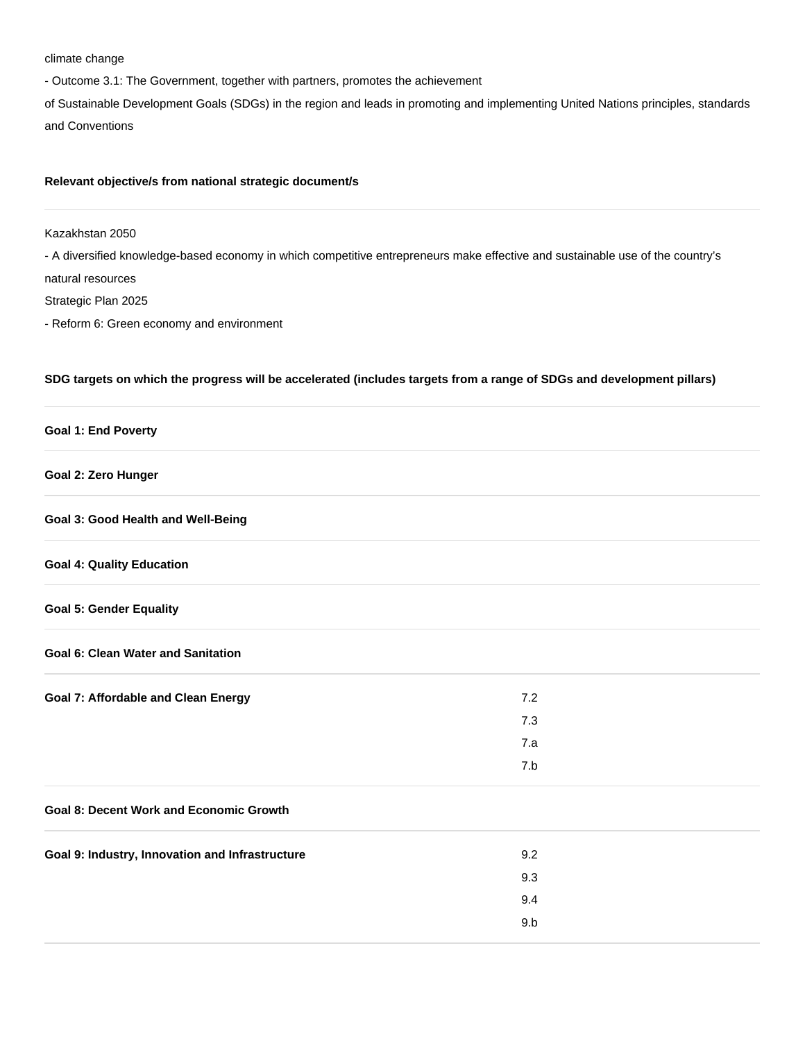climate change

- Outcome 3.1: The Government, together with partners, promotes the achievement of Sustainable Development Goals (SDGs) in the region and leads in promoting and implementing United Nations principles, standards and Conventions

**Relevant objective/s from national strategic document/s**

Kazakhstan 2050

- A diversified knowledge-based economy in which competitive entrepreneurs make effective and sustainable use of the country's natural resources

Strategic Plan 2025

- Reform 6: Green economy and environment

**SDG targets on which the progress will be accelerated (includes targets from a range of SDGs and development pillars)**

| | |
|---|---|
| **Goal 1: End Poverty** | |
| **Goal 2: Zero Hunger** | |
| **Goal 3: Good Health and Well-Being** | |
| **Goal 4: Quality Education** | |
| **Goal 5: Gender Equality** | |
| **Goal 6: Clean Water and Sanitation** | |
| **Goal 7: Affordable and Clean Energy** | 7.2<br>7.3<br>7.a<br>7.b |
| **Goal 8: Decent Work and Economic Growth** | |
| **Goal 9: Industry, Innovation and Infrastructure** | 9.2<br>9.3<br>9.4<br>9.b |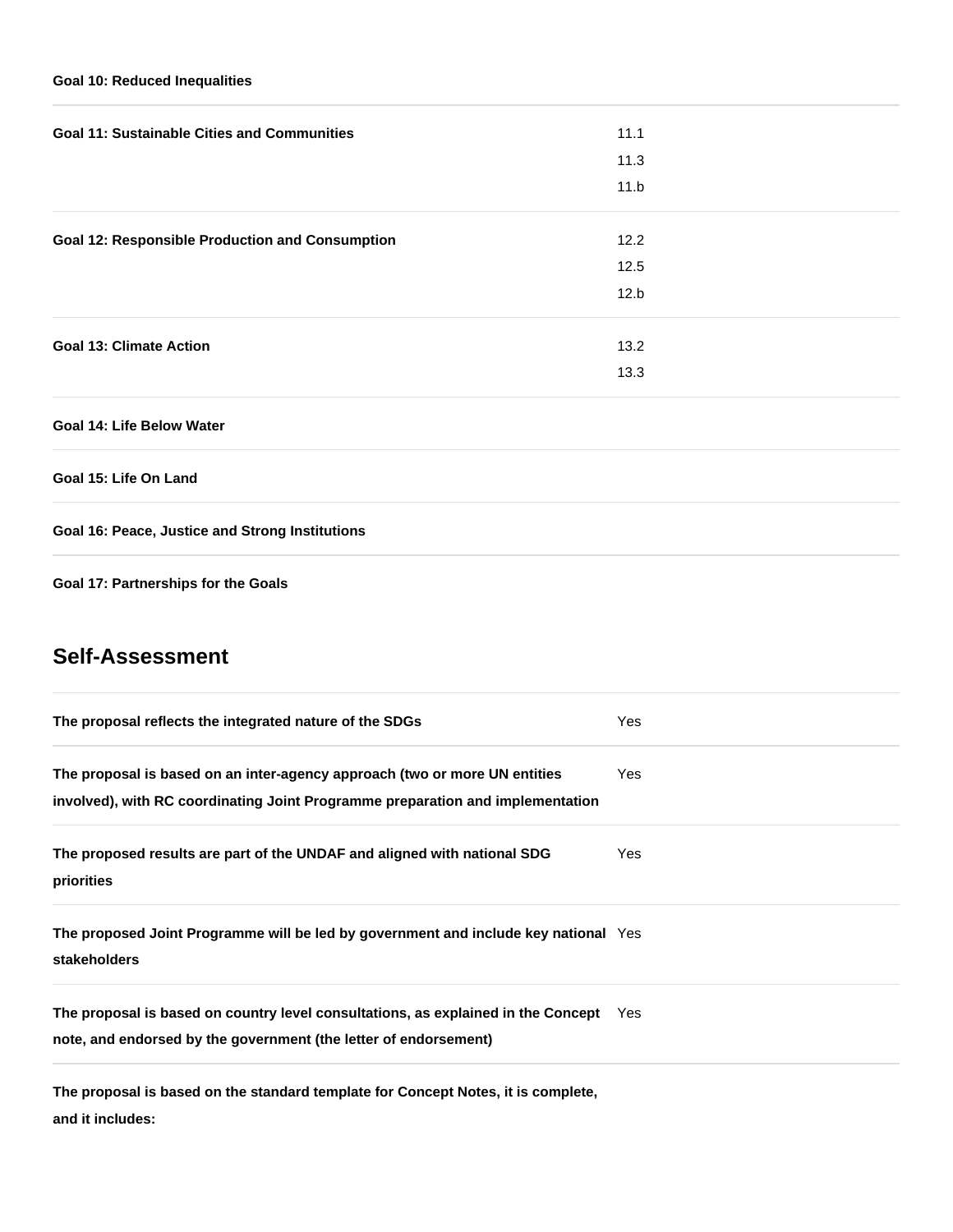| Goal | Targets |
|---|---|
| **Goal 10: Reduced Inequalities** | |
| **Goal 11: Sustainable Cities and Communities** | 11.1<br>11.3<br>11.b |
| **Goal 12: Responsible Production and Consumption** | 12.2<br>12.5<br>12.b |
| **Goal 13: Climate Action** | 13.2<br>13.3 |
| **Goal 14: Life Below Water** | |
| **Goal 15: Life On Land** | |
| **Goal 16: Peace, Justice and Strong Institutions** | |
| **Goal 17: Partnerships for the Goals** | |

## Self-Assessment

| Criterion | Response |
|---|---|
| **The proposal reflects the integrated nature of the SDGs** | Yes |
| **The proposal is based on an inter-agency approach (two or more UN entities involved), with RC coordinating Joint Programme preparation and implementation** | Yes |
| **The proposed results are part of the UNDAF and aligned with national SDG priorities** | Yes |
| **The proposed Joint Programme will be led by government and include key national stakeholders** | Yes |
| **The proposal is based on country level consultations, as explained in the Concept note, and endorsed by the government (the letter of endorsement)** | Yes |

**The proposal is based on the standard template for Concept Notes, it is complete, and it includes:**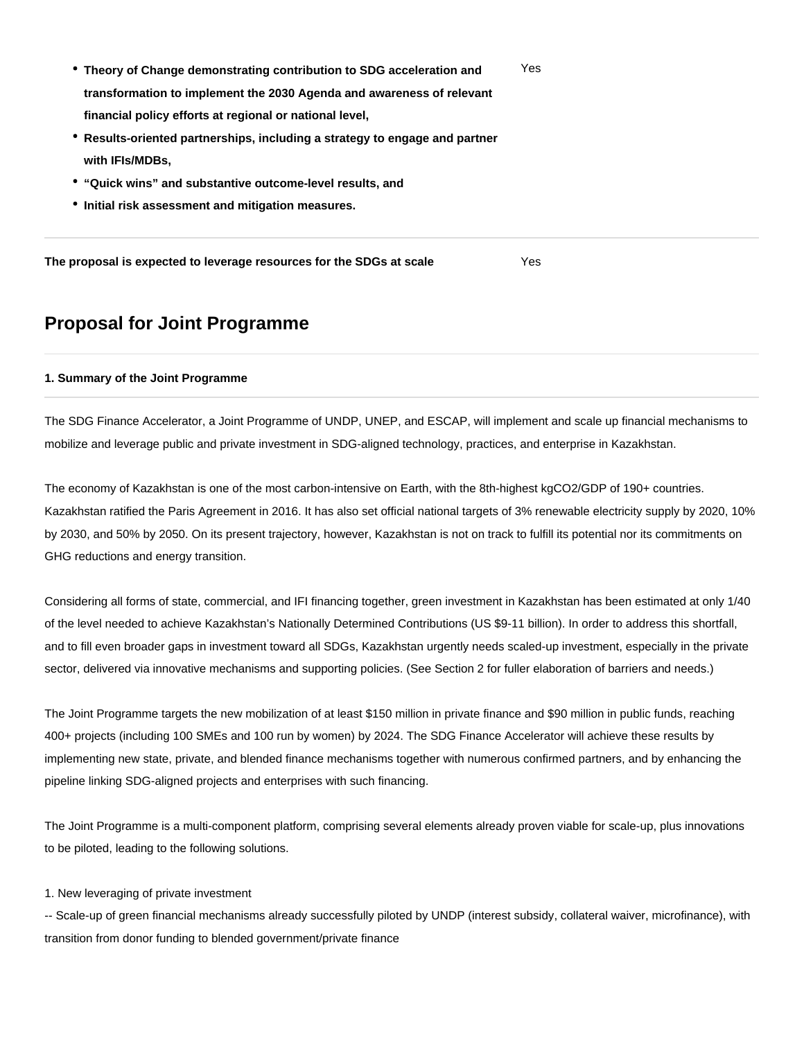| | |
|---|---|
| • **Theory of Change demonstrating contribution to SDG acceleration and transformation to implement the 2030 Agenda and awareness of relevant financial policy efforts at regional or national level,**<br>• **Results-oriented partnerships, including a strategy to engage and partner with IFIs/MDBs,**<br>• **"Quick wins" and substantive outcome-level results, and**<br>• **Initial risk assessment and mitigation measures.** | Yes |
| **The proposal is expected to leverage resources for the SDGs at scale** | Yes |

## Proposal for Joint Programme

#### 1. Summary of the Joint Programme

The SDG Finance Accelerator, a Joint Programme of UNDP, UNEP, and ESCAP, will implement and scale up financial mechanisms to mobilize and leverage public and private investment in SDG-aligned technology, practices, and enterprise in Kazakhstan.

The economy of Kazakhstan is one of the most carbon-intensive on Earth, with the 8th-highest kgCO2/GDP of 190+ countries. Kazakhstan ratified the Paris Agreement in 2016. It has also set official national targets of 3% renewable electricity supply by 2020, 10% by 2030, and 50% by 2050. On its present trajectory, however, Kazakhstan is not on track to fulfill its potential nor its commitments on GHG reductions and energy transition.

Considering all forms of state, commercial, and IFI financing together, green investment in Kazakhstan has been estimated at only 1/40 of the level needed to achieve Kazakhstan's Nationally Determined Contributions (US $9-11 billion). In order to address this shortfall, and to fill even broader gaps in investment toward all SDGs, Kazakhstan urgently needs scaled-up investment, especially in the private sector, delivered via innovative mechanisms and supporting policies. (See Section 2 for fuller elaboration of barriers and needs.)

The Joint Programme targets the new mobilization of at least $150 million in private finance and $90 million in public funds, reaching 400+ projects (including 100 SMEs and 100 run by women) by 2024. The SDG Finance Accelerator will achieve these results by implementing new state, private, and blended finance mechanisms together with numerous confirmed partners, and by enhancing the pipeline linking SDG-aligned projects and enterprises with such financing.

The Joint Programme is a multi-component platform, comprising several elements already proven viable for scale-up, plus innovations to be piloted, leading to the following solutions.

1. New leveraging of private investment
-- Scale-up of green financial mechanisms already successfully piloted by UNDP (interest subsidy, collateral waiver, microfinance), with transition from donor funding to blended government/private finance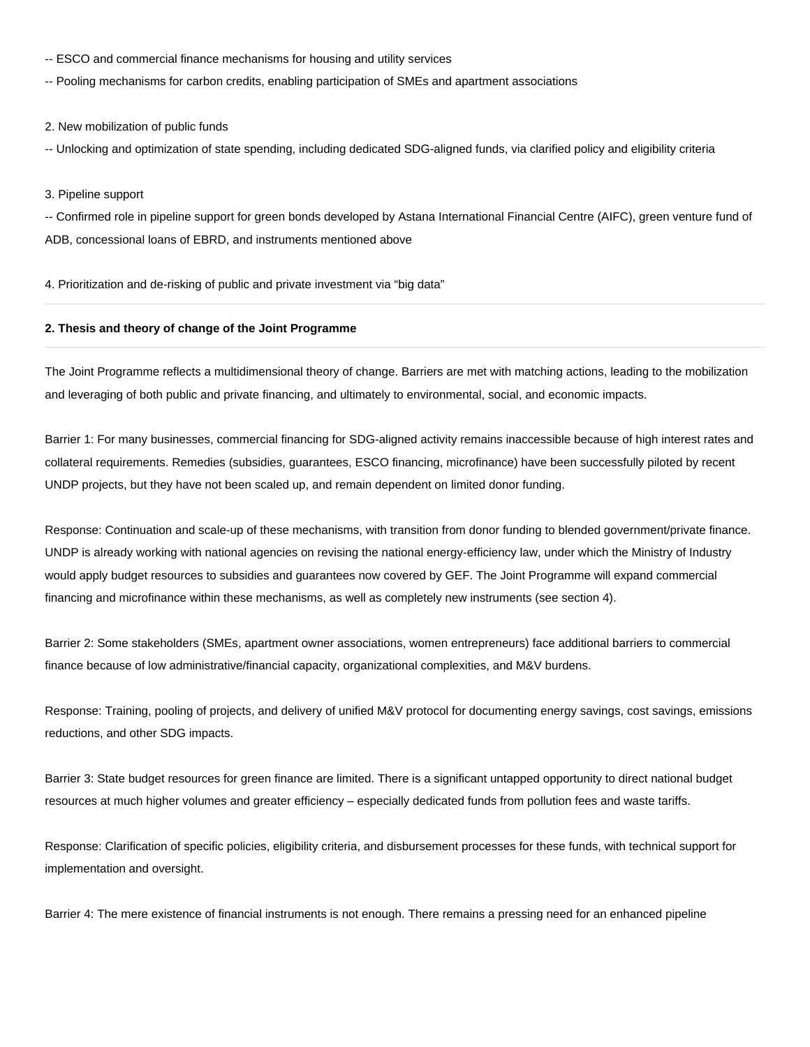-- ESCO and commercial finance mechanisms for housing and utility services

-- Pooling mechanisms for carbon credits, enabling participation of SMEs and apartment associations

2. New mobilization of public funds

-- Unlocking and optimization of state spending, including dedicated SDG-aligned funds, via clarified policy and eligibility criteria

3. Pipeline support

-- Confirmed role in pipeline support for green bonds developed by Astana International Financial Centre (AIFC), green venture fund of ADB, concessional loans of EBRD, and instruments mentioned above

4. Prioritization and de-risking of public and private investment via "big data"

---

**2. Thesis and theory of change of the Joint Programme**

---

The Joint Programme reflects a multidimensional theory of change. Barriers are met with matching actions, leading to the mobilization and leveraging of both public and private financing, and ultimately to environmental, social, and economic impacts.

Barrier 1: For many businesses, commercial financing for SDG-aligned activity remains inaccessible because of high interest rates and collateral requirements. Remedies (subsidies, guarantees, ESCO financing, microfinance) have been successfully piloted by recent UNDP projects, but they have not been scaled up, and remain dependent on limited donor funding.

Response: Continuation and scale-up of these mechanisms, with transition from donor funding to blended government/private finance. UNDP is already working with national agencies on revising the national energy-efficiency law, under which the Ministry of Industry would apply budget resources to subsidies and guarantees now covered by GEF. The Joint Programme will expand commercial financing and microfinance within these mechanisms, as well as completely new instruments (see section 4).

Barrier 2: Some stakeholders (SMEs, apartment owner associations, women entrepreneurs) face additional barriers to commercial finance because of low administrative/financial capacity, organizational complexities, and M&V burdens.

Response: Training, pooling of projects, and delivery of unified M&V protocol for documenting energy savings, cost savings, emissions reductions, and other SDG impacts.

Barrier 3: State budget resources for green finance are limited. There is a significant untapped opportunity to direct national budget resources at much higher volumes and greater efficiency – especially dedicated funds from pollution fees and waste tariffs.

Response: Clarification of specific policies, eligibility criteria, and disbursement processes for these funds, with technical support for implementation and oversight.

Barrier 4: The mere existence of financial instruments is not enough. There remains a pressing need for an enhanced pipeline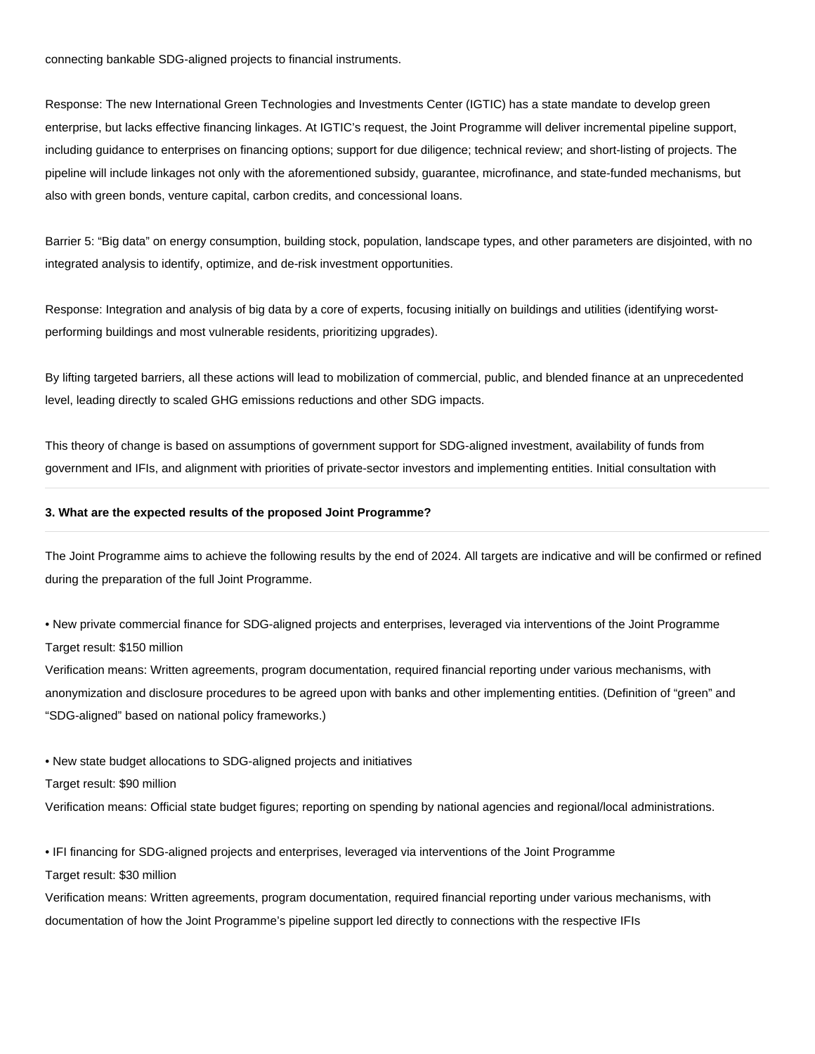connecting bankable SDG-aligned projects to financial instruments.

Response: The new International Green Technologies and Investments Center (IGTIC) has a state mandate to develop green enterprise, but lacks effective financing linkages. At IGTIC's request, the Joint Programme will deliver incremental pipeline support, including guidance to enterprises on financing options; support for due diligence; technical review; and short-listing of projects. The pipeline will include linkages not only with the aforementioned subsidy, guarantee, microfinance, and state-funded mechanisms, but also with green bonds, venture capital, carbon credits, and concessional loans.

Barrier 5: "Big data" on energy consumption, building stock, population, landscape types, and other parameters are disjointed, with no integrated analysis to identify, optimize, and de-risk investment opportunities.

Response: Integration and analysis of big data by a core of experts, focusing initially on buildings and utilities (identifying worst-performing buildings and most vulnerable residents, prioritizing upgrades).

By lifting targeted barriers, all these actions will lead to mobilization of commercial, public, and blended finance at an unprecedented level, leading directly to scaled GHG emissions reductions and other SDG impacts.

This theory of change is based on assumptions of government support for SDG-aligned investment, availability of funds from government and IFIs, and alignment with priorities of private-sector investors and implementing entities. Initial consultation with

---

**3. What are the expected results of the proposed Joint Programme?**

---

The Joint Programme aims to achieve the following results by the end of 2024. All targets are indicative and will be confirmed or refined during the preparation of the full Joint Programme.

• New private commercial finance for SDG-aligned projects and enterprises, leveraged via interventions of the Joint Programme
Target result: $150 million
Verification means: Written agreements, program documentation, required financial reporting under various mechanisms, with anonymization and disclosure procedures to be agreed upon with banks and other implementing entities. (Definition of "green" and "SDG-aligned" based on national policy frameworks.)

• New state budget allocations to SDG-aligned projects and initiatives
Target result: $90 million
Verification means: Official state budget figures; reporting on spending by national agencies and regional/local administrations.

• IFI financing for SDG-aligned projects and enterprises, leveraged via interventions of the Joint Programme
Target result: $30 million
Verification means: Written agreements, program documentation, required financial reporting under various mechanisms, with documentation of how the Joint Programme's pipeline support led directly to connections with the respective IFIs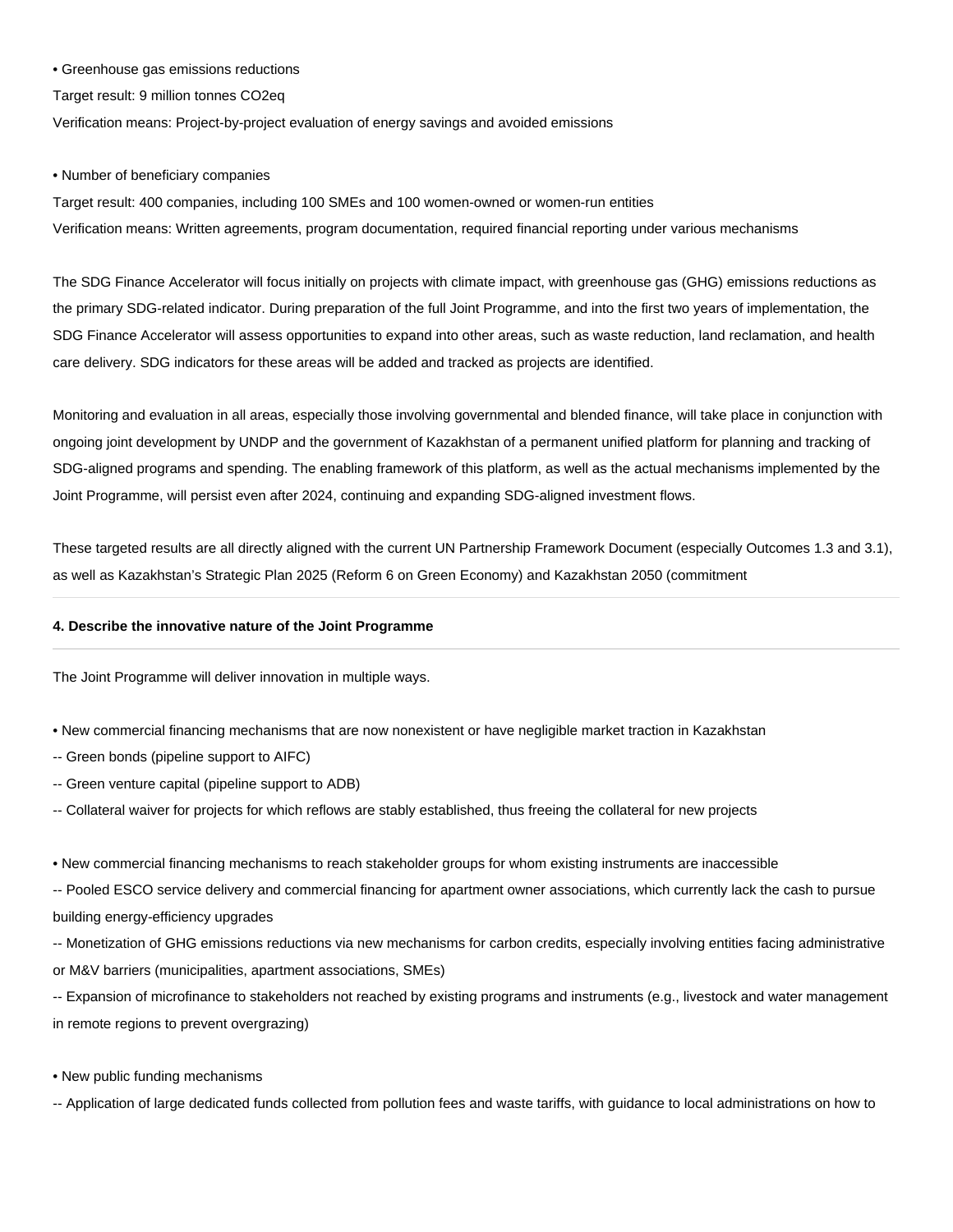• Greenhouse gas emissions reductions

Target result: 9 million tonnes CO2eq

Verification means: Project-by-project evaluation of energy savings and avoided emissions

• Number of beneficiary companies

Target result: 400 companies, including 100 SMEs and 100 women-owned or women-run entities

Verification means: Written agreements, program documentation, required financial reporting under various mechanisms

The SDG Finance Accelerator will focus initially on projects with climate impact, with greenhouse gas (GHG) emissions reductions as the primary SDG-related indicator. During preparation of the full Joint Programme, and into the first two years of implementation, the SDG Finance Accelerator will assess opportunities to expand into other areas, such as waste reduction, land reclamation, and health care delivery. SDG indicators for these areas will be added and tracked as projects are identified.

Monitoring and evaluation in all areas, especially those involving governmental and blended finance, will take place in conjunction with ongoing joint development by UNDP and the government of Kazakhstan of a permanent unified platform for planning and tracking of SDG-aligned programs and spending. The enabling framework of this platform, as well as the actual mechanisms implemented by the Joint Programme, will persist even after 2024, continuing and expanding SDG-aligned investment flows.

These targeted results are all directly aligned with the current UN Partnership Framework Document (especially Outcomes 1.3 and 3.1), as well as Kazakhstan's Strategic Plan 2025 (Reform 6 on Green Economy) and Kazakhstan 2050 (commitment

---

**4. Describe the innovative nature of the Joint Programme**

---

The Joint Programme will deliver innovation in multiple ways.

• New commercial financing mechanisms that are now nonexistent or have negligible market traction in Kazakhstan

-- Green bonds (pipeline support to AIFC)

-- Green venture capital (pipeline support to ADB)

-- Collateral waiver for projects for which reflows are stably established, thus freeing the collateral for new projects

• New commercial financing mechanisms to reach stakeholder groups for whom existing instruments are inaccessible

-- Pooled ESCO service delivery and commercial financing for apartment owner associations, which currently lack the cash to pursue building energy-efficiency upgrades

-- Monetization of GHG emissions reductions via new mechanisms for carbon credits, especially involving entities facing administrative or M&V barriers (municipalities, apartment associations, SMEs)

-- Expansion of microfinance to stakeholders not reached by existing programs and instruments (e.g., livestock and water management in remote regions to prevent overgrazing)

• New public funding mechanisms

-- Application of large dedicated funds collected from pollution fees and waste tariffs, with guidance to local administrations on how to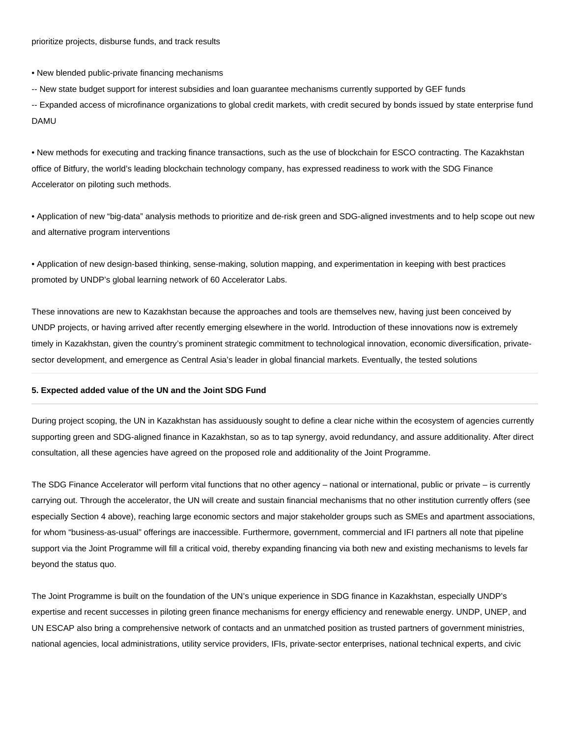prioritize projects, disburse funds, and track results

• New blended public-private financing mechanisms

-- New state budget support for interest subsidies and loan guarantee mechanisms currently supported by GEF funds

-- Expanded access of microfinance organizations to global credit markets, with credit secured by bonds issued by state enterprise fund DAMU

• New methods for executing and tracking finance transactions, such as the use of blockchain for ESCO contracting. The Kazakhstan office of Bitfury, the world's leading blockchain technology company, has expressed readiness to work with the SDG Finance Accelerator on piloting such methods.

• Application of new "big-data" analysis methods to prioritize and de-risk green and SDG-aligned investments and to help scope out new and alternative program interventions

• Application of new design-based thinking, sense-making, solution mapping, and experimentation in keeping with best practices promoted by UNDP's global learning network of 60 Accelerator Labs.

These innovations are new to Kazakhstan because the approaches and tools are themselves new, having just been conceived by UNDP projects, or having arrived after recently emerging elsewhere in the world. Introduction of these innovations now is extremely timely in Kazakhstan, given the country's prominent strategic commitment to technological innovation, economic diversification, private-sector development, and emergence as Central Asia's leader in global financial markets. Eventually, the tested solutions

**5. Expected added value of the UN and the Joint SDG Fund**

During project scoping, the UN in Kazakhstan has assiduously sought to define a clear niche within the ecosystem of agencies currently supporting green and SDG-aligned finance in Kazakhstan, so as to tap synergy, avoid redundancy, and assure additionality. After direct consultation, all these agencies have agreed on the proposed role and additionality of the Joint Programme.

The SDG Finance Accelerator will perform vital functions that no other agency – national or international, public or private – is currently carrying out. Through the accelerator, the UN will create and sustain financial mechanisms that no other institution currently offers (see especially Section 4 above), reaching large economic sectors and major stakeholder groups such as SMEs and apartment associations, for whom "business-as-usual" offerings are inaccessible. Furthermore, government, commercial and IFI partners all note that pipeline support via the Joint Programme will fill a critical void, thereby expanding financing via both new and existing mechanisms to levels far beyond the status quo.

The Joint Programme is built on the foundation of the UN's unique experience in SDG finance in Kazakhstan, especially UNDP's expertise and recent successes in piloting green finance mechanisms for energy efficiency and renewable energy. UNDP, UNEP, and UN ESCAP also bring a comprehensive network of contacts and an unmatched position as trusted partners of government ministries, national agencies, local administrations, utility service providers, IFIs, private-sector enterprises, national technical experts, and civic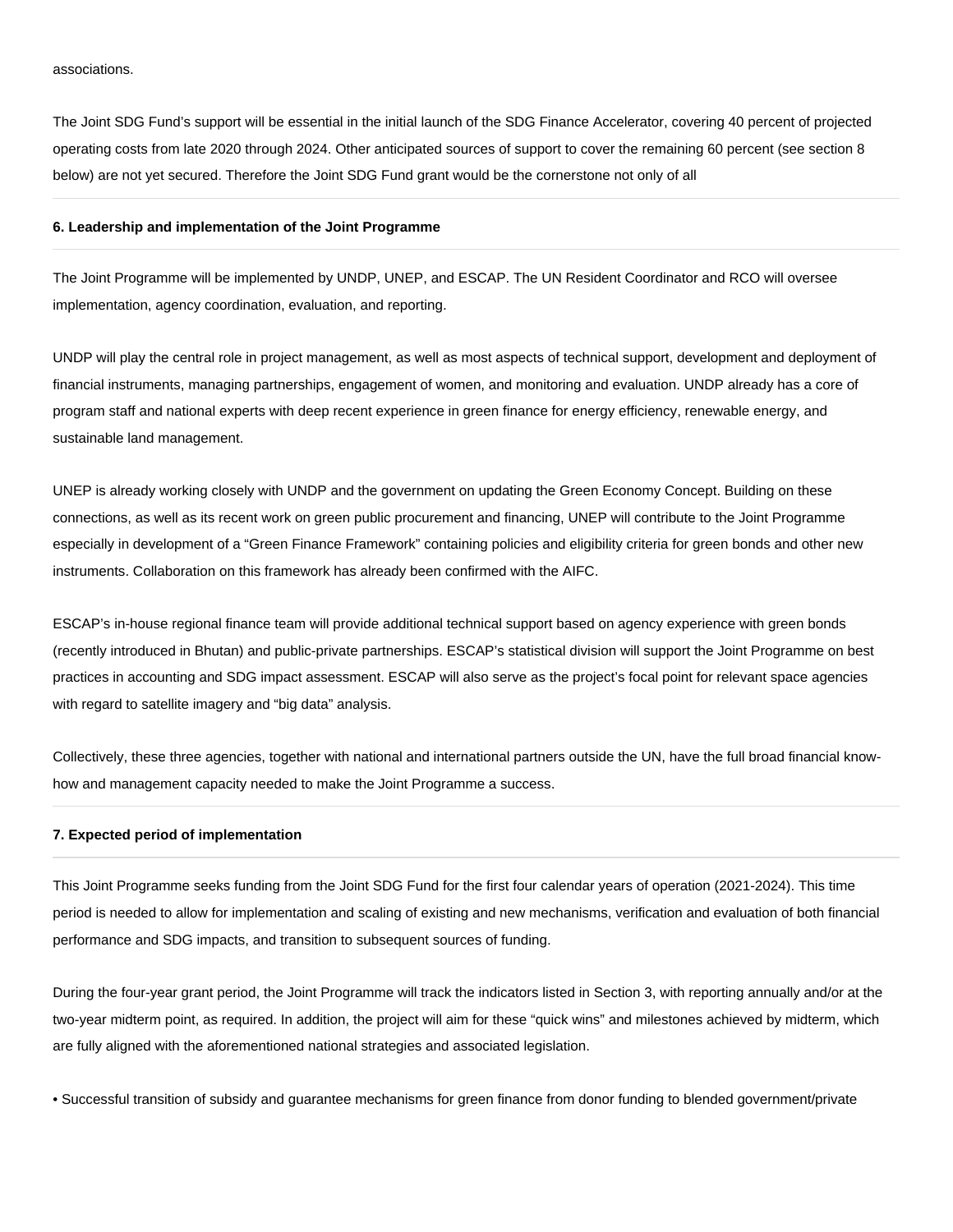associations.

The Joint SDG Fund’s support will be essential in the initial launch of the SDG Finance Accelerator, covering 40 percent of projected operating costs from late 2020 through 2024. Other anticipated sources of support to cover the remaining 60 percent (see section 8 below) are not yet secured. Therefore the Joint SDG Fund grant would be the cornerstone not only of all

**6. Leadership and implementation of the Joint Programme**

The Joint Programme will be implemented by UNDP, UNEP, and ESCAP. The UN Resident Coordinator and RCO will oversee implementation, agency coordination, evaluation, and reporting.

UNDP will play the central role in project management, as well as most aspects of technical support, development and deployment of financial instruments, managing partnerships, engagement of women, and monitoring and evaluation. UNDP already has a core of program staff and national experts with deep recent experience in green finance for energy efficiency, renewable energy, and sustainable land management.

UNEP is already working closely with UNDP and the government on updating the Green Economy Concept. Building on these connections, as well as its recent work on green public procurement and financing, UNEP will contribute to the Joint Programme especially in development of a “Green Finance Framework” containing policies and eligibility criteria for green bonds and other new instruments. Collaboration on this framework has already been confirmed with the AIFC.

ESCAP’s in-house regional finance team will provide additional technical support based on agency experience with green bonds (recently introduced in Bhutan) and public-private partnerships. ESCAP’s statistical division will support the Joint Programme on best practices in accounting and SDG impact assessment. ESCAP will also serve as the project’s focal point for relevant space agencies with regard to satellite imagery and “big data” analysis.

Collectively, these three agencies, together with national and international partners outside the UN, have the full broad financial know-how and management capacity needed to make the Joint Programme a success.

**7. Expected period of implementation**

This Joint Programme seeks funding from the Joint SDG Fund for the first four calendar years of operation (2021-2024). This time period is needed to allow for implementation and scaling of existing and new mechanisms, verification and evaluation of both financial performance and SDG impacts, and transition to subsequent sources of funding.

During the four-year grant period, the Joint Programme will track the indicators listed in Section 3, with reporting annually and/or at the two-year midterm point, as required. In addition, the project will aim for these “quick wins” and milestones achieved by midterm, which are fully aligned with the aforementioned national strategies and associated legislation.

• Successful transition of subsidy and guarantee mechanisms for green finance from donor funding to blended government/private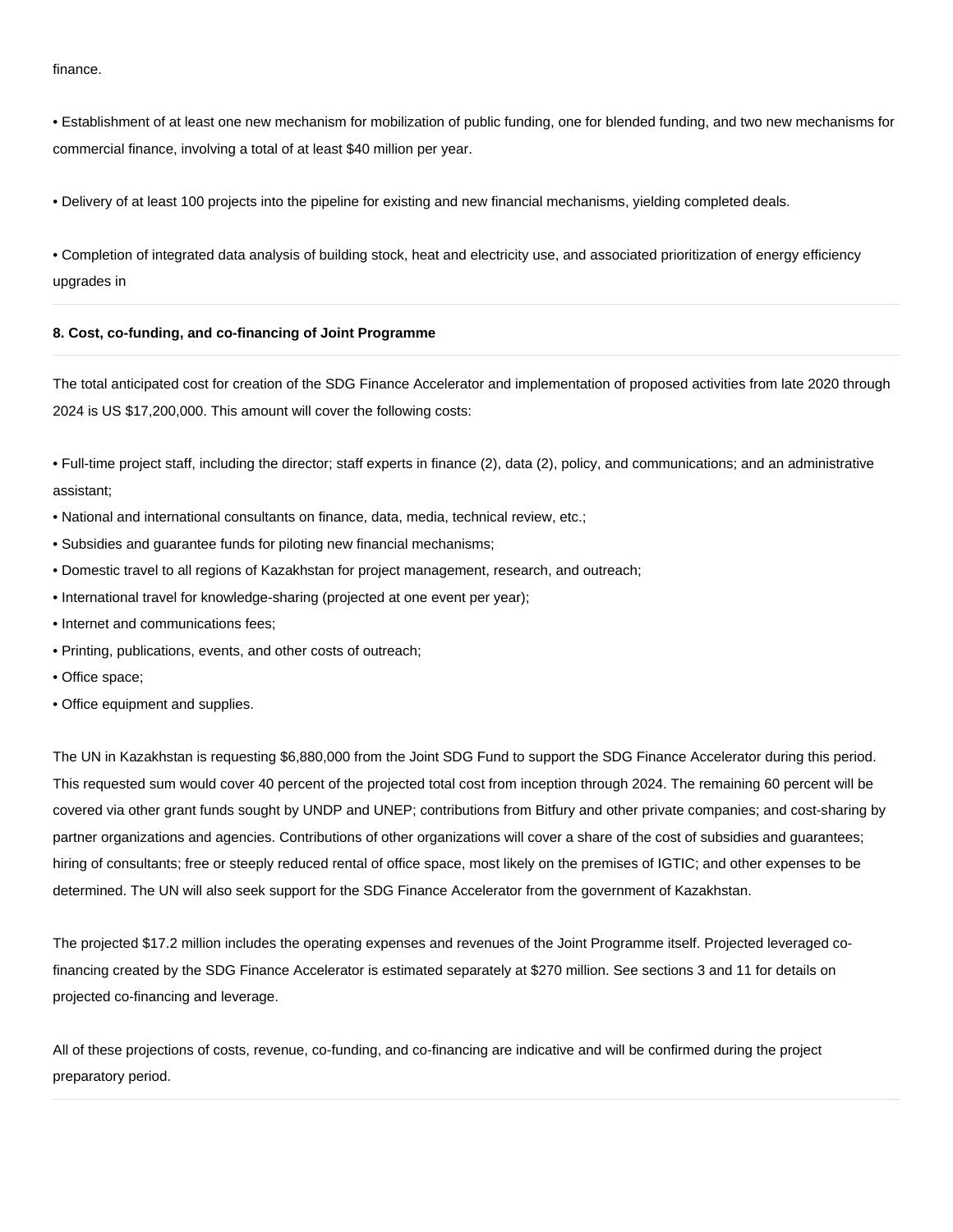finance.

• Establishment of at least one new mechanism for mobilization of public funding, one for blended funding, and two new mechanisms for commercial finance, involving a total of at least $40 million per year.

• Delivery of at least 100 projects into the pipeline for existing and new financial mechanisms, yielding completed deals.

• Completion of integrated data analysis of building stock, heat and electricity use, and associated prioritization of energy efficiency upgrades in

**8. Cost, co-funding, and co-financing of Joint Programme**

The total anticipated cost for creation of the SDG Finance Accelerator and implementation of proposed activities from late 2020 through 2024 is US $17,200,000. This amount will cover the following costs:

• Full-time project staff, including the director; staff experts in finance (2), data (2), policy, and communications; and an administrative assistant;
• National and international consultants on finance, data, media, technical review, etc.;
• Subsidies and guarantee funds for piloting new financial mechanisms;
• Domestic travel to all regions of Kazakhstan for project management, research, and outreach;
• International travel for knowledge-sharing (projected at one event per year);
• Internet and communications fees;
• Printing, publications, events, and other costs of outreach;
• Office space;
• Office equipment and supplies.

The UN in Kazakhstan is requesting $6,880,000 from the Joint SDG Fund to support the SDG Finance Accelerator during this period. This requested sum would cover 40 percent of the projected total cost from inception through 2024. The remaining 60 percent will be covered via other grant funds sought by UNDP and UNEP; contributions from Bitfury and other private companies; and cost-sharing by partner organizations and agencies. Contributions of other organizations will cover a share of the cost of subsidies and guarantees; hiring of consultants; free or steeply reduced rental of office space, most likely on the premises of IGTIC; and other expenses to be determined. The UN will also seek support for the SDG Finance Accelerator from the government of Kazakhstan.

The projected $17.2 million includes the operating expenses and revenues of the Joint Programme itself. Projected leveraged co-financing created by the SDG Finance Accelerator is estimated separately at $270 million. See sections 3 and 11 for details on projected co-financing and leverage.

All of these projections of costs, revenue, co-funding, and co-financing are indicative and will be confirmed during the project preparatory period.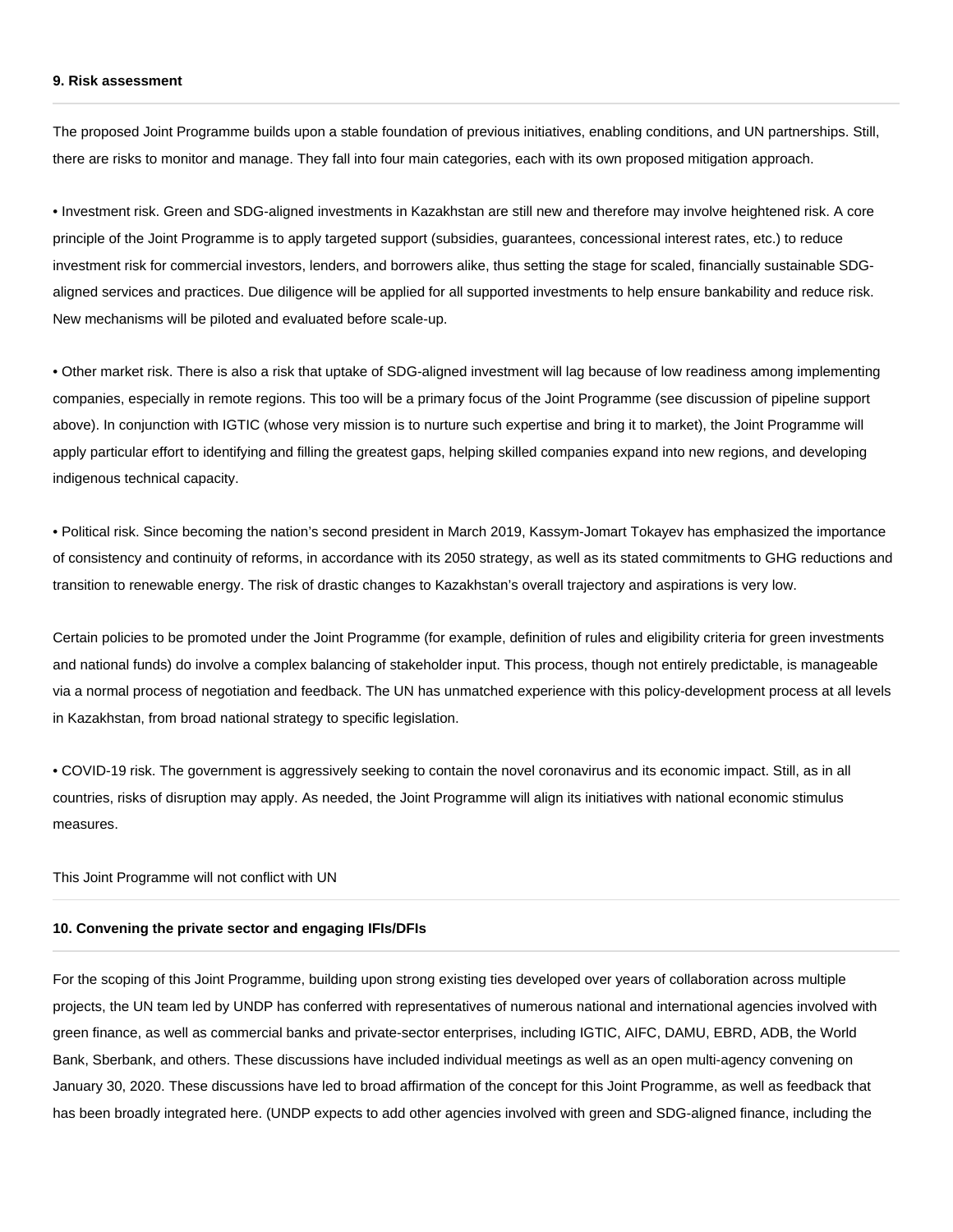#### 9. Risk assessment

The proposed Joint Programme builds upon a stable foundation of previous initiatives, enabling conditions, and UN partnerships. Still, there are risks to monitor and manage. They fall into four main categories, each with its own proposed mitigation approach.

• Investment risk. Green and SDG-aligned investments in Kazakhstan are still new and therefore may involve heightened risk. A core principle of the Joint Programme is to apply targeted support (subsidies, guarantees, concessional interest rates, etc.) to reduce investment risk for commercial investors, lenders, and borrowers alike, thus setting the stage for scaled, financially sustainable SDG-aligned services and practices. Due diligence will be applied for all supported investments to help ensure bankability and reduce risk. New mechanisms will be piloted and evaluated before scale-up.

• Other market risk. There is also a risk that uptake of SDG-aligned investment will lag because of low readiness among implementing companies, especially in remote regions. This too will be a primary focus of the Joint Programme (see discussion of pipeline support above). In conjunction with IGTIC (whose very mission is to nurture such expertise and bring it to market), the Joint Programme will apply particular effort to identifying and filling the greatest gaps, helping skilled companies expand into new regions, and developing indigenous technical capacity.

• Political risk. Since becoming the nation's second president in March 2019, Kassym-Jomart Tokayev has emphasized the importance of consistency and continuity of reforms, in accordance with its 2050 strategy, as well as its stated commitments to GHG reductions and transition to renewable energy. The risk of drastic changes to Kazakhstan's overall trajectory and aspirations is very low.

Certain policies to be promoted under the Joint Programme (for example, definition of rules and eligibility criteria for green investments and national funds) do involve a complex balancing of stakeholder input. This process, though not entirely predictable, is manageable via a normal process of negotiation and feedback. The UN has unmatched experience with this policy-development process at all levels in Kazakhstan, from broad national strategy to specific legislation.

• COVID-19 risk. The government is aggressively seeking to contain the novel coronavirus and its economic impact. Still, as in all countries, risks of disruption may apply. As needed, the Joint Programme will align its initiatives with national economic stimulus measures.

This Joint Programme will not conflict with UN

#### 10. Convening the private sector and engaging IFIs/DFIs

For the scoping of this Joint Programme, building upon strong existing ties developed over years of collaboration across multiple projects, the UN team led by UNDP has conferred with representatives of numerous national and international agencies involved with green finance, as well as commercial banks and private-sector enterprises, including IGTIC, AIFC, DAMU, EBRD, ADB, the World Bank, Sberbank, and others. These discussions have included individual meetings as well as an open multi-agency convening on January 30, 2020. These discussions have led to broad affirmation of the concept for this Joint Programme, as well as feedback that has been broadly integrated here. (UNDP expects to add other agencies involved with green and SDG-aligned finance, including the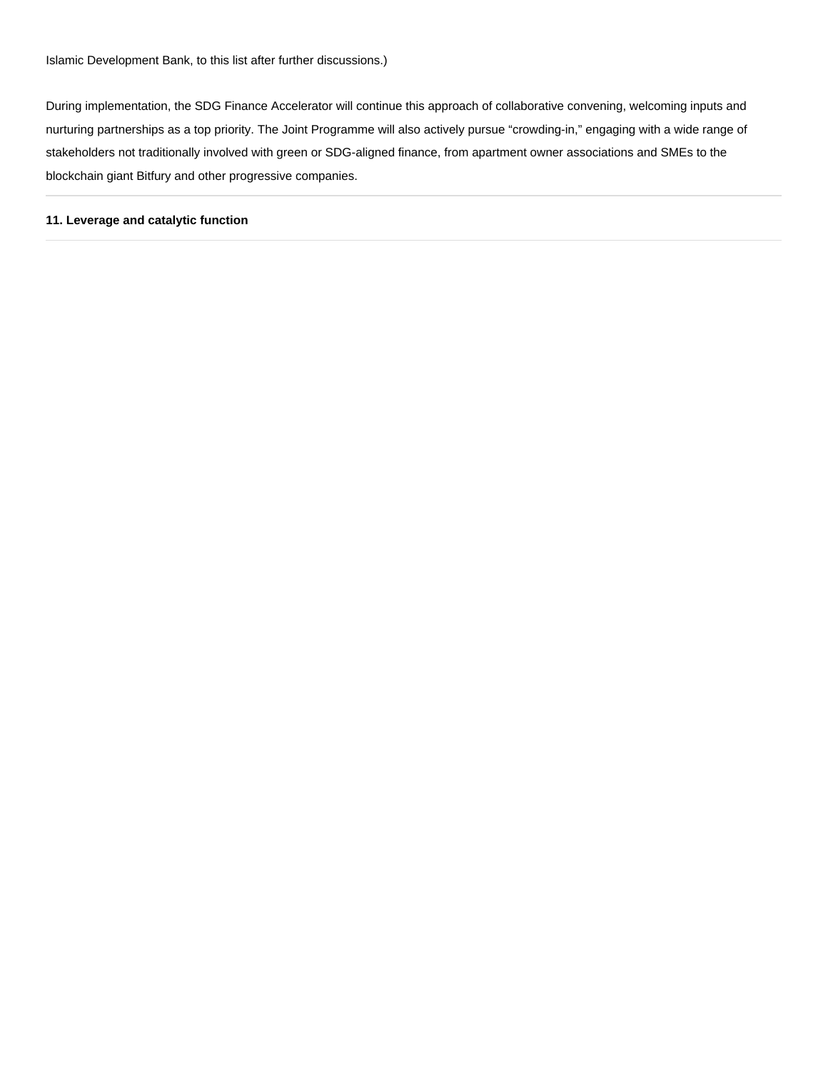Islamic Development Bank, to this list after further discussions.)

During implementation, the SDG Finance Accelerator will continue this approach of collaborative convening, welcoming inputs and nurturing partnerships as a top priority. The Joint Programme will also actively pursue “crowding-in,” engaging with a wide range of stakeholders not traditionally involved with green or SDG-aligned finance, from apartment owner associations and SMEs to the blockchain giant Bitfury and other progressive companies.

---

**11. Leverage and catalytic function**

---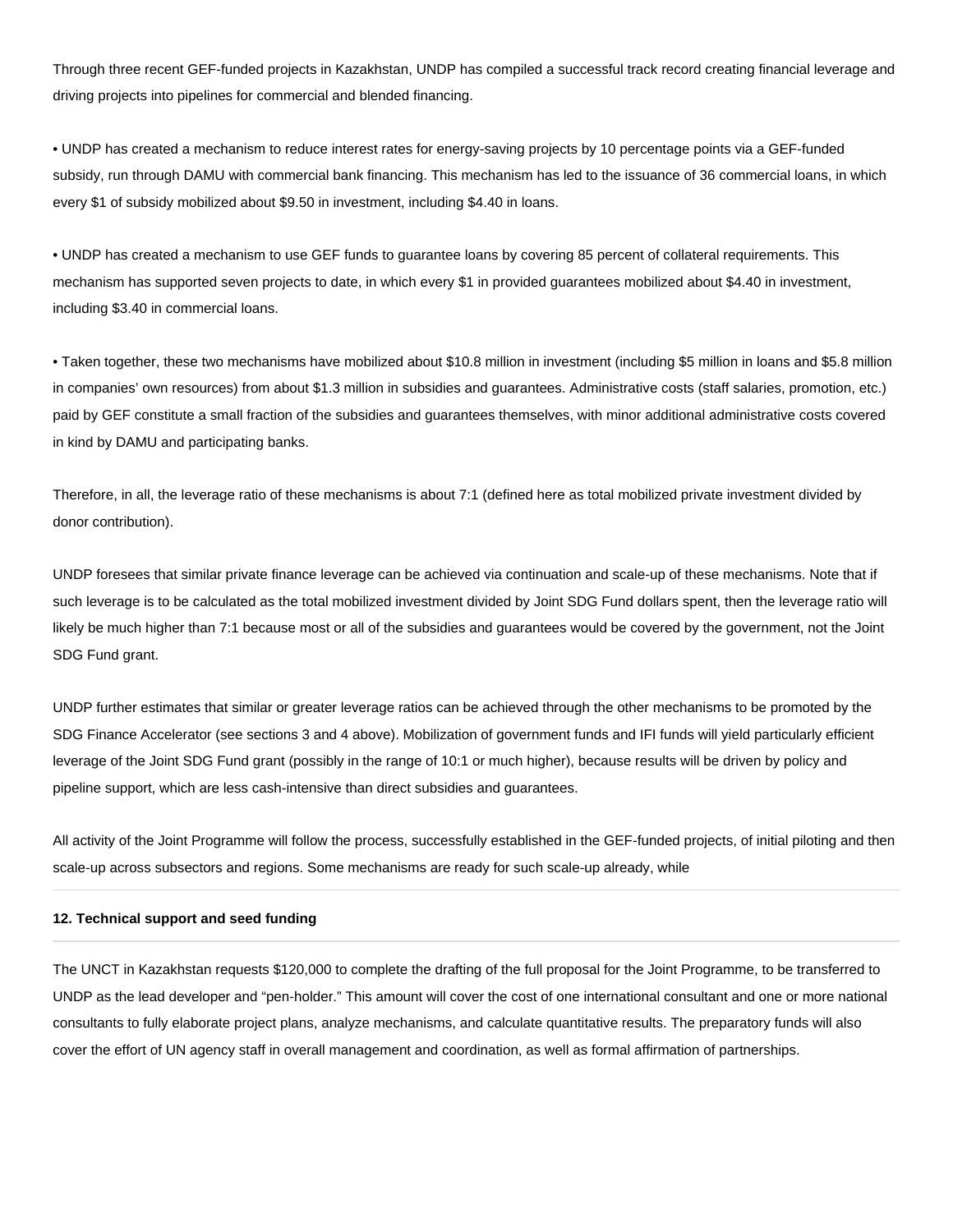Through three recent GEF-funded projects in Kazakhstan, UNDP has compiled a successful track record creating financial leverage and driving projects into pipelines for commercial and blended financing.

- UNDP has created a mechanism to reduce interest rates for energy-saving projects by 10 percentage points via a GEF-funded subsidy, run through DAMU with commercial bank financing. This mechanism has led to the issuance of 36 commercial loans, in which every $1 of subsidy mobilized about $9.50 in investment, including $4.40 in loans.

- UNDP has created a mechanism to use GEF funds to guarantee loans by covering 85 percent of collateral requirements. This mechanism has supported seven projects to date, in which every $1 in provided guarantees mobilized about $4.40 in investment, including $3.40 in commercial loans.

- Taken together, these two mechanisms have mobilized about $10.8 million in investment (including $5 million in loans and $5.8 million in companies' own resources) from about $1.3 million in subsidies and guarantees. Administrative costs (staff salaries, promotion, etc.) paid by GEF constitute a small fraction of the subsidies and guarantees themselves, with minor additional administrative costs covered in kind by DAMU and participating banks.

Therefore, in all, the leverage ratio of these mechanisms is about 7:1 (defined here as total mobilized private investment divided by donor contribution).

UNDP foresees that similar private finance leverage can be achieved via continuation and scale-up of these mechanisms. Note that if such leverage is to be calculated as the total mobilized investment divided by Joint SDG Fund dollars spent, then the leverage ratio will likely be much higher than 7:1 because most or all of the subsidies and guarantees would be covered by the government, not the Joint SDG Fund grant.

UNDP further estimates that similar or greater leverage ratios can be achieved through the other mechanisms to be promoted by the SDG Finance Accelerator (see sections 3 and 4 above). Mobilization of government funds and IFI funds will yield particularly efficient leverage of the Joint SDG Fund grant (possibly in the range of 10:1 or much higher), because results will be driven by policy and pipeline support, which are less cash-intensive than direct subsidies and guarantees.

All activity of the Joint Programme will follow the process, successfully established in the GEF-funded projects, of initial piloting and then scale-up across subsectors and regions. Some mechanisms are ready for such scale-up already, while

---

**12. Technical support and seed funding**

---

The UNCT in Kazakhstan requests $120,000 to complete the drafting of the full proposal for the Joint Programme, to be transferred to UNDP as the lead developer and "pen-holder." This amount will cover the cost of one international consultant and one or more national consultants to fully elaborate project plans, analyze mechanisms, and calculate quantitative results. The preparatory funds will also cover the effort of UN agency staff in overall management and coordination, as well as formal affirmation of partnerships.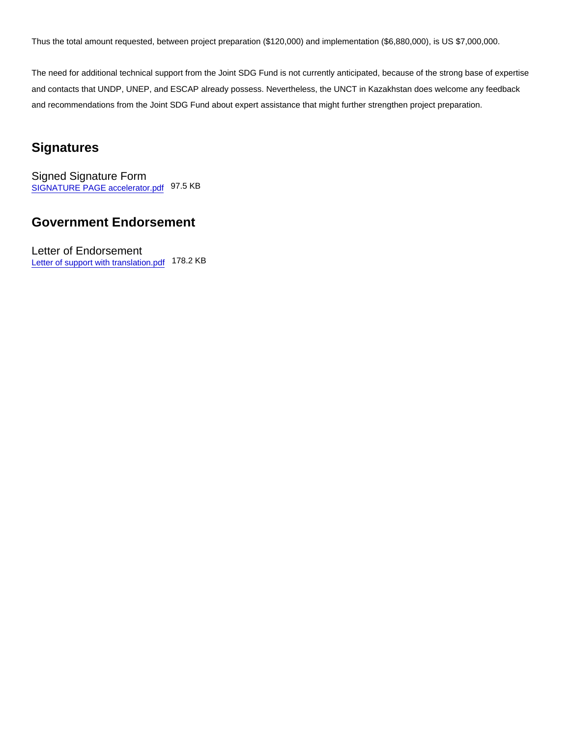Thus the total amount requested, between project preparation ($120,000) and implementation ($6,880,000), is US $7,000,000.

The need for additional technical support from the Joint SDG Fund is not currently anticipated, because of the strong base of expertise and contacts that UNDP, UNEP, and ESCAP already possess. Nevertheless, the UNCT in Kazakhstan does welcome any feedback and recommendations from the Joint SDG Fund about expert assistance that might further strengthen project preparation.

## Signatures

Signed Signature Form
SIGNATURE PAGE accelerator.pdf 97.5 KB

## Government Endorsement

Letter of Endorsement
Letter of support with translation.pdf 178.2 KB